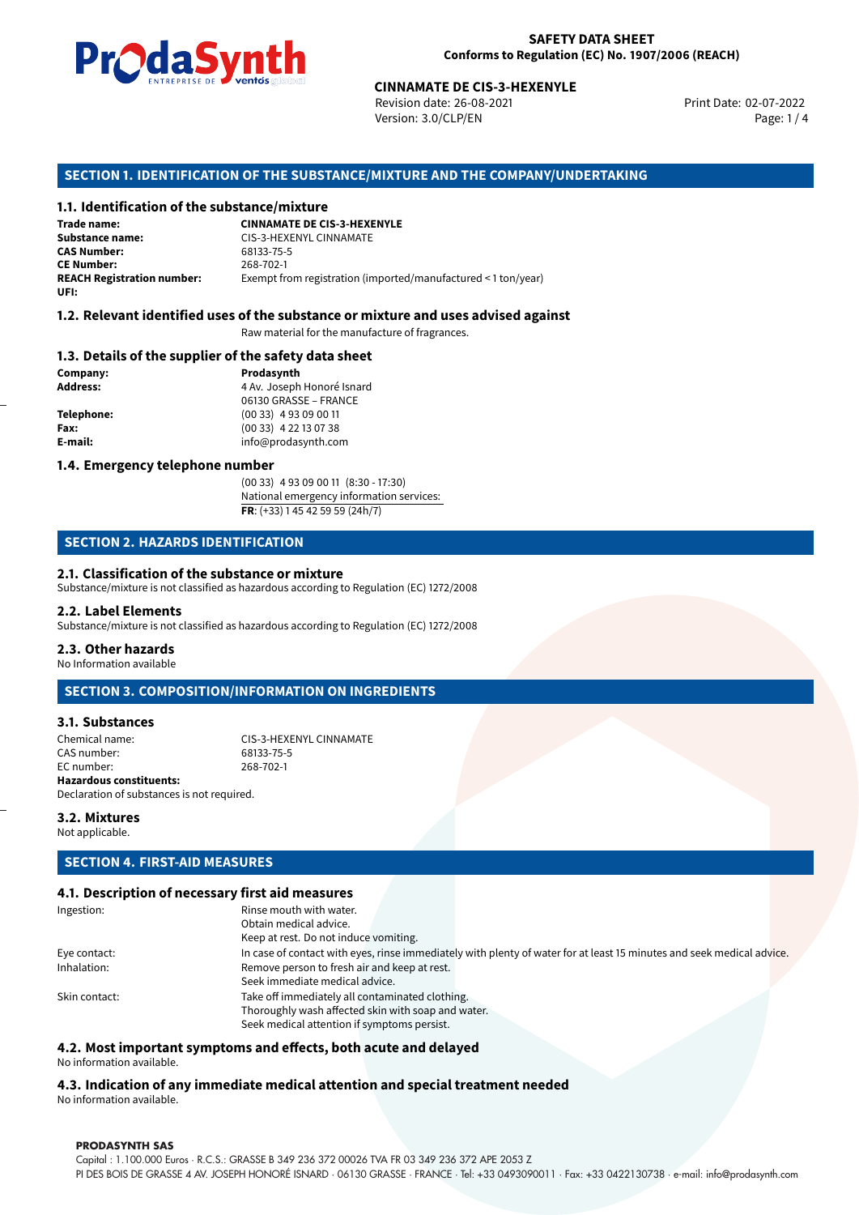**SAFETY DATA SHEET**
**Conforms to Regulation (EC) No. 1907/2006 (REACH)**

**CINNAMATE DE CIS-3-HEXENYLE**
Revision date: 26-08-2021
Version: 3.0/CLP/EN
Print Date: 02-07-2022

## SECTION 1. IDENTIFICATION OF THE SUBSTANCE/MIXTURE AND THE COMPANY/UNDERTAKING

### 1.1. Identification of the substance/mixture

**Trade name:** **CINNAMATE DE CIS-3-HEXENYLE**
**Substance name:** CIS-3-HEXENYL CINNAMATE
**CAS Number:** 68133-75-5
**CE Number:** 268-702-1
**REACH Registration number:** Exempt from registration (imported/manufactured < 1 ton/year)
**UFI:**

### 1.2. Relevant identified uses of the substance or mixture and uses advised against

Raw material for the manufacture of fragrances.

### 1.3. Details of the supplier of the safety data sheet

**Company:** **Prodasynth**
**Address:** 4 Av. Joseph Honoré Isnard
06130 GRASSE – FRANCE
**Telephone:** (00 33) 4 93 09 00 11
**Fax:** (00 33) 4 22 13 07 38
**E-mail:** info@prodasynth.com

### 1.4. Emergency telephone number

(00 33) 4 93 09 00 11 (8:30 - 17:30)
National emergency information services:
**FR**: (+33) 1 45 42 59 59 (24h/7)

## SECTION 2. HAZARDS IDENTIFICATION

### 2.1. Classification of the substance or mixture

Substance/mixture is not classified as hazardous according to Regulation (EC) 1272/2008

### 2.2. Label Elements

Substance/mixture is not classified as hazardous according to Regulation (EC) 1272/2008

### 2.3. Other hazards

No Information available

## SECTION 3. COMPOSITION/INFORMATION ON INGREDIENTS

### 3.1. Substances

Chemical name: CIS-3-HEXENYL CINNAMATE
CAS number: 68133-75-5
EC number: 268-702-1
**Hazardous constituents:**
Declaration of substances is not required.

### 3.2. Mixtures

Not applicable.

## SECTION 4. FIRST-AID MEASURES

### 4.1. Description of necessary first aid measures

Ingestion: Rinse mouth with water.
Obtain medical advice.
Keep at rest. Do not induce vomiting.

Eye contact: In case of contact with eyes, rinse immediately with plenty of water for at least 15 minutes and seek medical advice.

Inhalation: Remove person to fresh air and keep at rest.
Seek immediate medical advice.

Skin contact: Take off immediately all contaminated clothing.
Thoroughly wash affected skin with soap and water.
Seek medical attention if symptoms persist.

### 4.2. Most important symptoms and effects, both acute and delayed

No information available.

### 4.3. Indication of any immediate medical attention and special treatment needed

No information available.

**PRODASYNTH SAS**
Capital : 1.100.000 Euros · R.C.S.: GRASSE B 349 236 372 00026 TVA FR 03 349 236 372 APE 2053 Z
PI DES BOIS DE GRASSE 4 AV. JOSEPH HONORÉ ISNARD · 06130 GRASSE · FRANCE · Tel: +33 0493090011 · Fax: +33 0422130738 · e-mail: info@prodasynth.com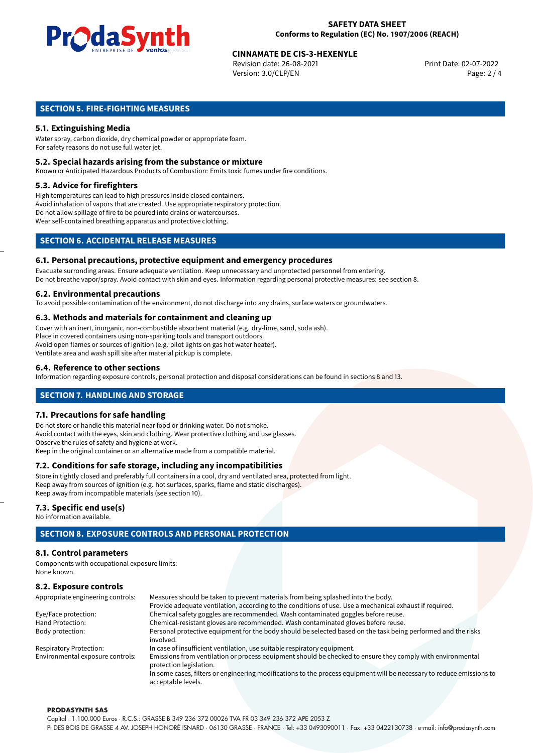## SECTION 5. FIRE-FIGHTING MEASURES

### 5.1. Extinguishing Media

Water spray, carbon dioxide, dry chemical powder or appropriate foam.
For safety reasons do not use full water jet.

### 5.2. Special hazards arising from the substance or mixture

Known or Anticipated Hazardous Products of Combustion: Emits toxic fumes under fire conditions.

### 5.3. Advice for firefighters

High temperatures can lead to high pressures inside closed containers.
Avoid inhalation of vapors that are created. Use appropriate respiratory protection.
Do not allow spillage of fire to be poured into drains or watercourses.
Wear self-contained breathing apparatus and protective clothing.

## SECTION 6. ACCIDENTAL RELEASE MEASURES

### 6.1. Personal precautions, protective equipment and emergency procedures

Evacuate surrounding areas. Ensure adequate ventilation. Keep unnecessary and unprotected personnel from entering.
Do not breathe vapor/spray. Avoid contact with skin and eyes. Information regarding personal protective measures: see section 8.

### 6.2. Environmental precautions

To avoid possible contamination of the environment, do not discharge into any drains, surface waters or groundwaters.

### 6.3. Methods and materials for containment and cleaning up

Cover with an inert, inorganic, non-combustible absorbent material (e.g. dry-lime, sand, soda ash).
Place in covered containers using non-sparking tools and transport outdoors.
Avoid open flames or sources of ignition (e.g. pilot lights on gas hot water heater).
Ventilate area and wash spill site after material pickup is complete.

### 6.4. Reference to other sections

Information regarding exposure controls, personal protection and disposal considerations can be found in sections 8 and 13.

## SECTION 7. HANDLING AND STORAGE

### 7.1. Precautions for safe handling

Do not store or handle this material near food or drinking water. Do not smoke.
Avoid contact with the eyes, skin and clothing. Wear protective clothing and use glasses.
Observe the rules of safety and hygiene at work.
Keep in the original container or an alternative made from a compatible material.

### 7.2. Conditions for safe storage, including any incompatibilities

Store in tightly closed and preferably full containers in a cool, dry and ventilated area, protected from light.
Keep away from sources of ignition (e.g. hot surfaces, sparks, flame and static discharges).
Keep away from incompatible materials (see section 10).

### 7.3. Specific end use(s)

No information available.

## SECTION 8. EXPOSURE CONTROLS AND PERSONAL PROTECTION

### 8.1. Control parameters

Components with occupational exposure limits:
None known.

### 8.2. Exposure controls

| | |
|---|---|
| Appropriate engineering controls: | Measures should be taken to prevent materials from being splashed into the body. Provide adequate ventilation, according to the conditions of use. Use a mechanical exhaust if required. |
| Eye/Face protection: | Chemical safety goggles are recommended. Wash contaminated goggles before reuse. |
| Hand Protection: | Chemical-resistant gloves are recommended. Wash contaminated gloves before reuse. |
| Body protection: | Personal protective equipment for the body should be selected based on the task being performed and the risks involved. |
| Respiratory Protection: | In case of insufficient ventilation, use suitable respiratory equipment. |
| Environmental exposure controls: | Emissions from ventilation or process equipment should be checked to ensure they comply with environmental protection legislation. In some cases, filters or engineering modifications to the process equipment will be necessary to reduce emissions to acceptable levels. |

**PRODASYNTH SAS**
Capital : 1.100.000 Euros · R.C.S.: GRASSE B 349 236 372 00026 TVA FR 03 349 236 372 APE 2053 Z
PI DES BOIS DE GRASSE 4 AV. JOSEPH HONORÉ ISNARD · 06130 GRASSE · FRANCE · Tel: +33 0493090011 · Fax: +33 0422130738 · e-mail: info@prodasynth.com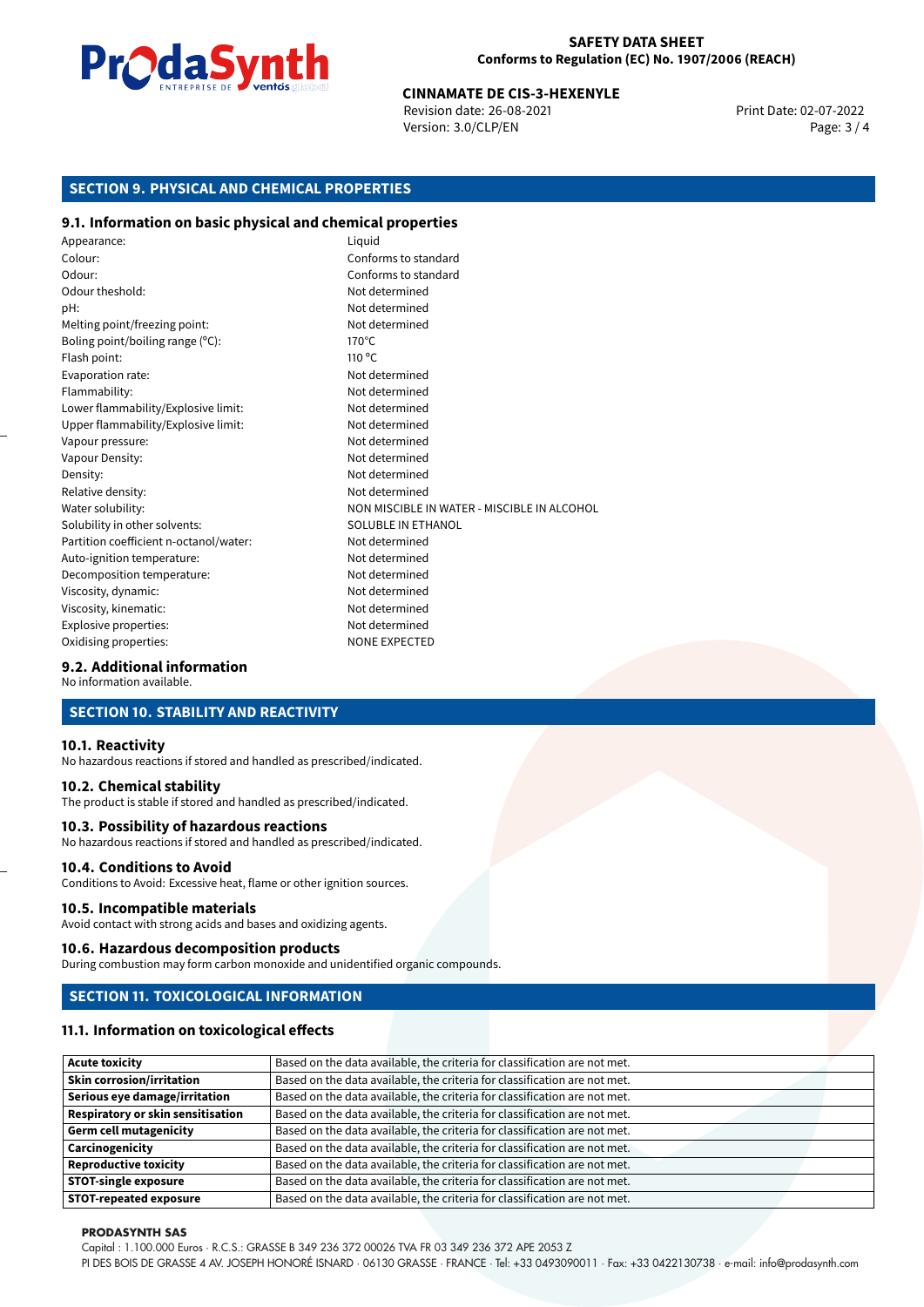## SECTION 9. PHYSICAL AND CHEMICAL PROPERTIES

### 9.1. Information on basic physical and chemical properties

| | |
|---|---|
| Appearance: | Liquid |
| Colour: | Conforms to standard |
| Odour: | Conforms to standard |
| Odour theshold: | Not determined |
| pH: | Not determined |
| Melting point/freezing point: | Not determined |
| Boling point/boiling range (°C): | 170°C |
| Flash point: | 110 °C |
| Evaporation rate: | Not determined |
| Flammability: | Not determined |
| Lower flammability/Explosive limit: | Not determined |
| Upper flammability/Explosive limit: | Not determined |
| Vapour pressure: | Not determined |
| Vapour Density: | Not determined |
| Density: | Not determined |
| Relative density: | Not determined |
| Water solubility: | NON MISCIBLE IN WATER - MISCIBLE IN ALCOHOL |
| Solubility in other solvents: | SOLUBLE IN ETHANOL |
| Partition coefficient n-octanol/water: | Not determined |
| Auto-ignition temperature: | Not determined |
| Decomposition temperature: | Not determined |
| Viscosity, dynamic: | Not determined |
| Viscosity, kinematic: | Not determined |
| Explosive properties: | Not determined |
| Oxidising properties: | NONE EXPECTED |

### 9.2. Additional information

No information available.

## SECTION 10. STABILITY AND REACTIVITY

### 10.1. Reactivity

No hazardous reactions if stored and handled as prescribed/indicated.

### 10.2. Chemical stability

The product is stable if stored and handled as prescribed/indicated.

### 10.3. Possibility of hazardous reactions

No hazardous reactions if stored and handled as prescribed/indicated.

### 10.4. Conditions to Avoid

Conditions to Avoid: Excessive heat, flame or other ignition sources.

### 10.5. Incompatible materials

Avoid contact with strong acids and bases and oxidizing agents.

### 10.6. Hazardous decomposition products

During combustion may form carbon monoxide and unidentified organic compounds.

## SECTION 11. TOXICOLOGICAL INFORMATION

### 11.1. Information on toxicological effects

| | |
|---|---|
| **Acute toxicity** | Based on the data available, the criteria for classification are not met. |
| **Skin corrosion/irritation** | Based on the data available, the criteria for classification are not met. |
| **Serious eye damage/irritation** | Based on the data available, the criteria for classification are not met. |
| **Respiratory or skin sensitisation** | Based on the data available, the criteria for classification are not met. |
| **Germ cell mutagenicity** | Based on the data available, the criteria for classification are not met. |
| **Carcinogenicity** | Based on the data available, the criteria for classification are not met. |
| **Reproductive toxicity** | Based on the data available, the criteria for classification are not met. |
| **STOT-single exposure** | Based on the data available, the criteria for classification are not met. |
| **STOT-repeated exposure** | Based on the data available, the criteria for classification are not met. |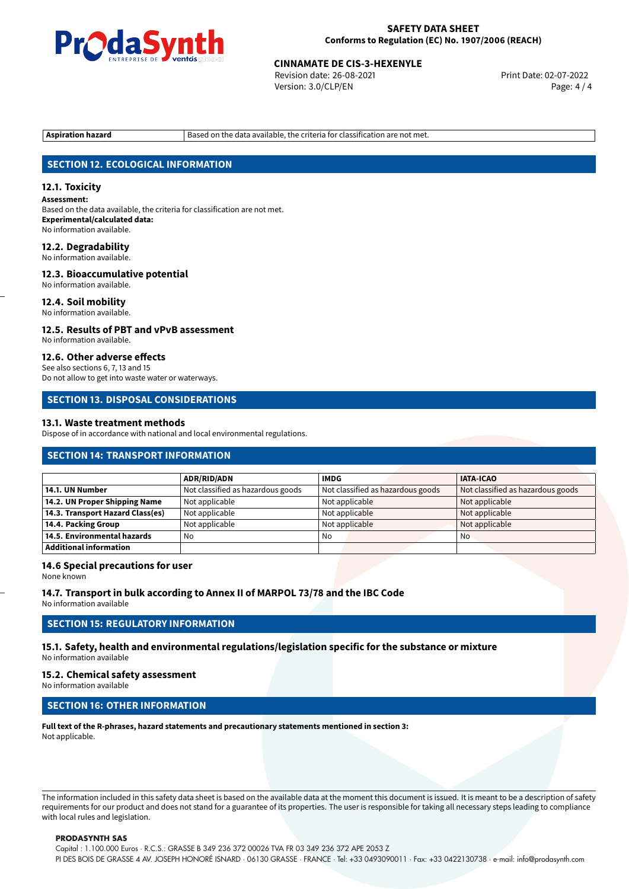| | |
|---|---|
| **Aspiration hazard** | Based on the data available, the criteria for classification are not met. |

## SECTION 12. ECOLOGICAL INFORMATION

### 12.1. Toxicity

**Assessment:**
Based on the data available, the criteria for classification are not met.
**Experimental/calculated data:**
No information available.

### 12.2. Degradability

No information available.

### 12.3. Bioaccumulative potential

No information available.

### 12.4. Soil mobility

No information available.

### 12.5. Results of PBT and vPvB assessment

No information available.

### 12.6. Other adverse effects

See also sections 6, 7, 13 and 15
Do not allow to get into waste water or waterways.

## SECTION 13. DISPOSAL CONSIDERATIONS

### 13.1. Waste treatment methods

Dispose of in accordance with national and local environmental regulations.

## SECTION 14: TRANSPORT INFORMATION

| | ADR/RID/ADN | IMDG | IATA-ICAO |
|---|---|---|---|
| **14.1. UN Number** | Not classified as hazardous goods | Not classified as hazardous goods | Not classified as hazardous goods |
| **14.2. UN Proper Shipping Name** | Not applicable | Not applicable | Not applicable |
| **14.3. Transport Hazard Class(es)** | Not applicable | Not applicable | Not applicable |
| **14.4. Packing Group** | Not applicable | Not applicable | Not applicable |
| **14.5. Environmental hazards** | No | No | No |
| **Additional information** | | | |

### 14.6 Special precautions for user

None known

### 14.7. Transport in bulk according to Annex II of MARPOL 73/78 and the IBC Code

No information available

## SECTION 15: REGULATORY INFORMATION

### 15.1. Safety, health and environmental regulations/legislation specific for the substance or mixture

No information available

### 15.2. Chemical safety assessment

No information available

## SECTION 16: OTHER INFORMATION

**Full text of the R-phrases, hazard statements and precautionary statements mentioned in section 3:**
Not applicable.

The information included in this safety data sheet is based on the available data at the moment this document is issued. It is meant to be a description of safety requirements for our product and does not stand for a guarantee of its properties. The user is responsible for taking all necessary steps leading to compliance with local rules and legislation.

**PRODASYNTH SAS**
Capital : 1.100.000 Euros · R.C.S.: GRASSE B 349 236 372 00026 TVA FR 03 349 236 372 APE 2053 Z
PI DES BOIS DE GRASSE 4 AV. JOSEPH HONORÉ ISNARD · 06130 GRASSE · FRANCE · Tel: +33 0493090011 · Fax: +33 0422130738 · e-mail: info@prodasynth.com